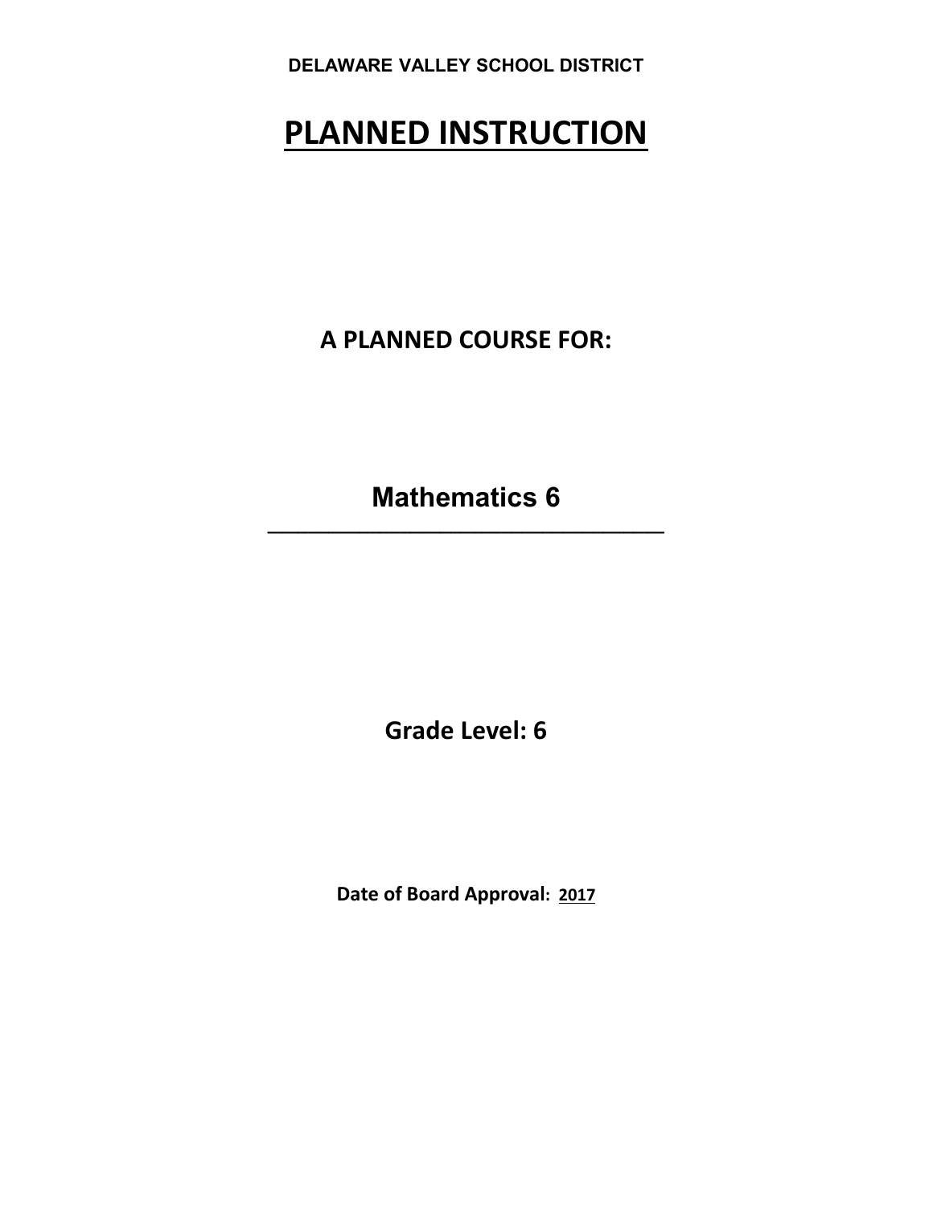**DELAWARE VALLEY SCHOOL DISTRICT**

# PLANNED INSTRUCTION

## A PLANNED COURSE FOR:

## Mathematics 6

---

**Grade Level: 6**

**Date of Board Approval: 2017**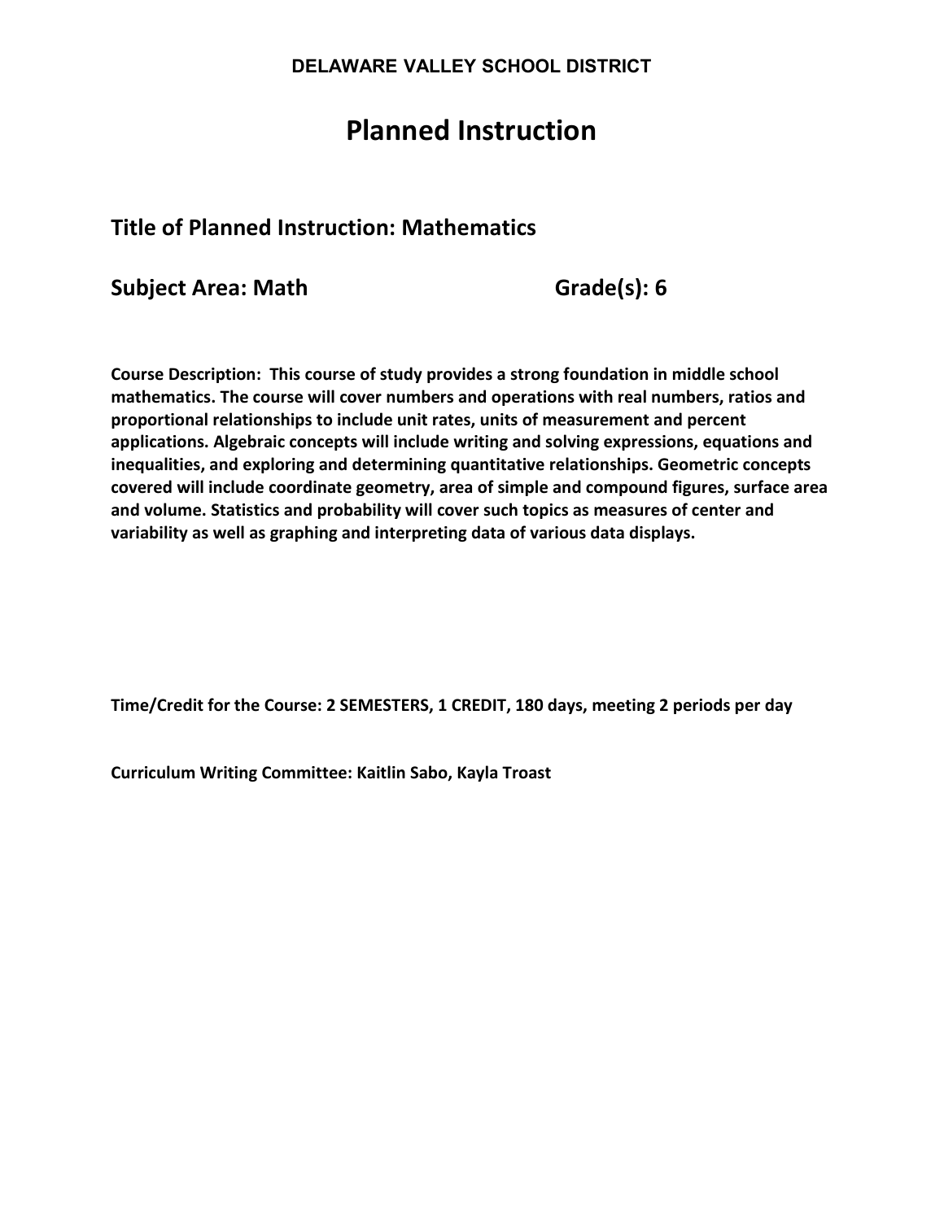**DELAWARE VALLEY SCHOOL DISTRICT**

# Planned Instruction

## Title of Planned Instruction: Mathematics

## Subject Area: Math Grade(s): 6

**Course Description: This course of study provides a strong foundation in middle school mathematics. The course will cover numbers and operations with real numbers, ratios and proportional relationships to include unit rates, units of measurement and percent applications. Algebraic concepts will include writing and solving expressions, equations and inequalities, and exploring and determining quantitative relationships. Geometric concepts covered will include coordinate geometry, area of simple and compound figures, surface area and volume. Statistics and probability will cover such topics as measures of center and variability as well as graphing and interpreting data of various data displays.**

**Time/Credit for the Course: 2 SEMESTERS, 1 CREDIT, 180 days, meeting 2 periods per day**

**Curriculum Writing Committee: Kaitlin Sabo, Kayla Troast**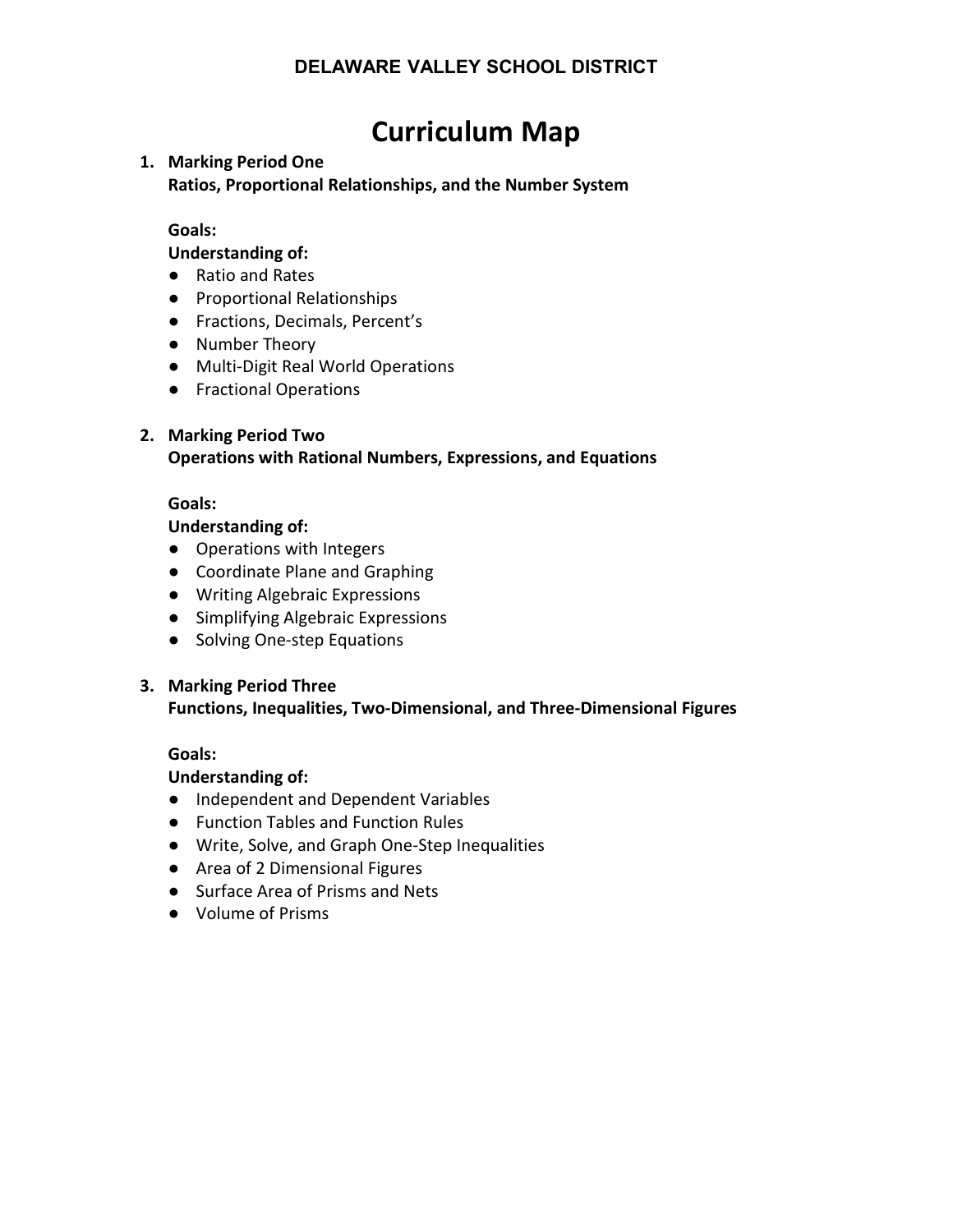**DELAWARE VALLEY SCHOOL DISTRICT**

# Curriculum Map

1. **Marking Period One**
   **Ratios, Proportional Relationships, and the Number System**

   **Goals:**
   **Understanding of:**
   - Ratio and Rates
   - Proportional Relationships
   - Fractions, Decimals, Percent's
   - Number Theory
   - Multi-Digit Real World Operations
   - Fractional Operations

2. **Marking Period Two**
   **Operations with Rational Numbers, Expressions, and Equations**

   **Goals:**
   **Understanding of:**
   - Operations with Integers
   - Coordinate Plane and Graphing
   - Writing Algebraic Expressions
   - Simplifying Algebraic Expressions
   - Solving One-step Equations

3. **Marking Period Three**
   **Functions, Inequalities, Two-Dimensional, and Three-Dimensional Figures**

   **Goals:**
   **Understanding of:**
   - Independent and Dependent Variables
   - Function Tables and Function Rules
   - Write, Solve, and Graph One-Step Inequalities
   - Area of 2 Dimensional Figures
   - Surface Area of Prisms and Nets
   - Volume of Prisms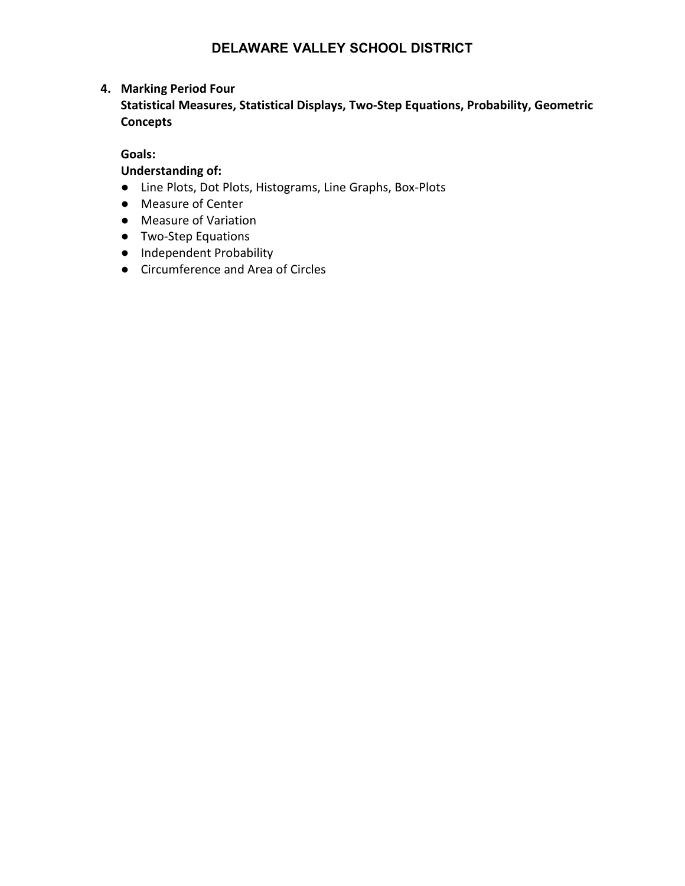4. **Marking Period Four**
   **Statistical Measures, Statistical Displays, Two-Step Equations, Probability, Geometric Concepts**

   **Goals:**

   **Understanding of:**

   - Line Plots, Dot Plots, Histograms, Line Graphs, Box-Plots
   - Measure of Center
   - Measure of Variation
   - Two-Step Equations
   - Independent Probability
   - Circumference and Area of Circles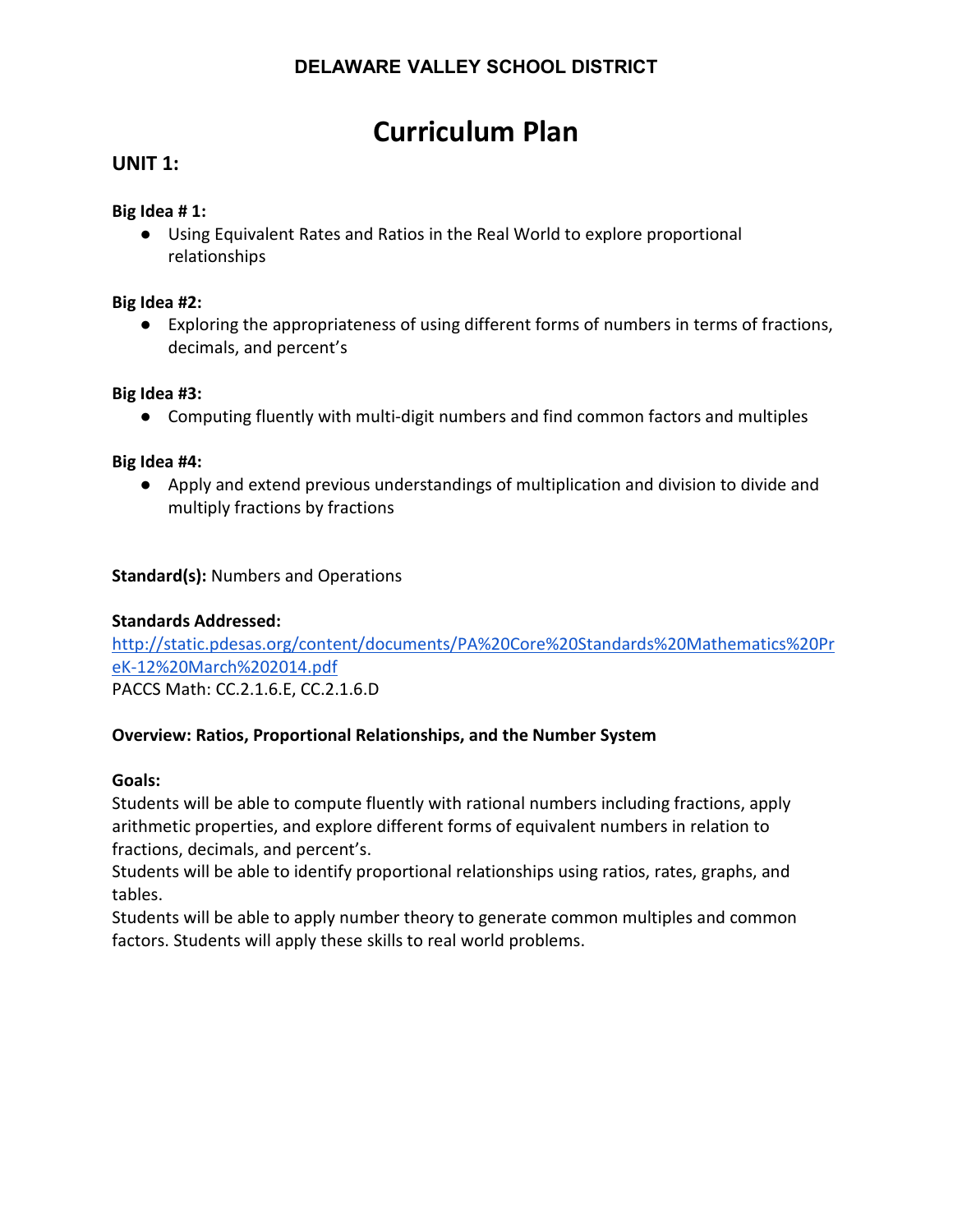**DELAWARE VALLEY SCHOOL DISTRICT**

# Curriculum Plan

## UNIT 1:

**Big Idea # 1:**

- Using Equivalent Rates and Ratios in the Real World to explore proportional relationships

**Big Idea #2:**

- Exploring the appropriateness of using different forms of numbers in terms of fractions, decimals, and percent's

**Big Idea #3:**

- Computing fluently with multi-digit numbers and find common factors and multiples

**Big Idea #4:**

- Apply and extend previous understandings of multiplication and division to divide and multiply fractions by fractions

**Standard(s):** Numbers and Operations

**Standards Addressed:**
[http://static.pdesas.org/content/documents/PA%20Core%20Standards%20Mathematics%20PreK-12%20March%202014.pdf](http://static.pdesas.org/content/documents/PA%20Core%20Standards%20Mathematics%20PreK-12%20March%202014.pdf)
PACCS Math: CC.2.1.6.E, CC.2.1.6.D

**Overview: Ratios, Proportional Relationships, and the Number System**

**Goals:**
Students will be able to compute fluently with rational numbers including fractions, apply arithmetic properties, and explore different forms of equivalent numbers in relation to fractions, decimals, and percent's.
Students will be able to identify proportional relationships using ratios, rates, graphs, and tables.
Students will be able to apply number theory to generate common multiples and common factors. Students will apply these skills to real world problems.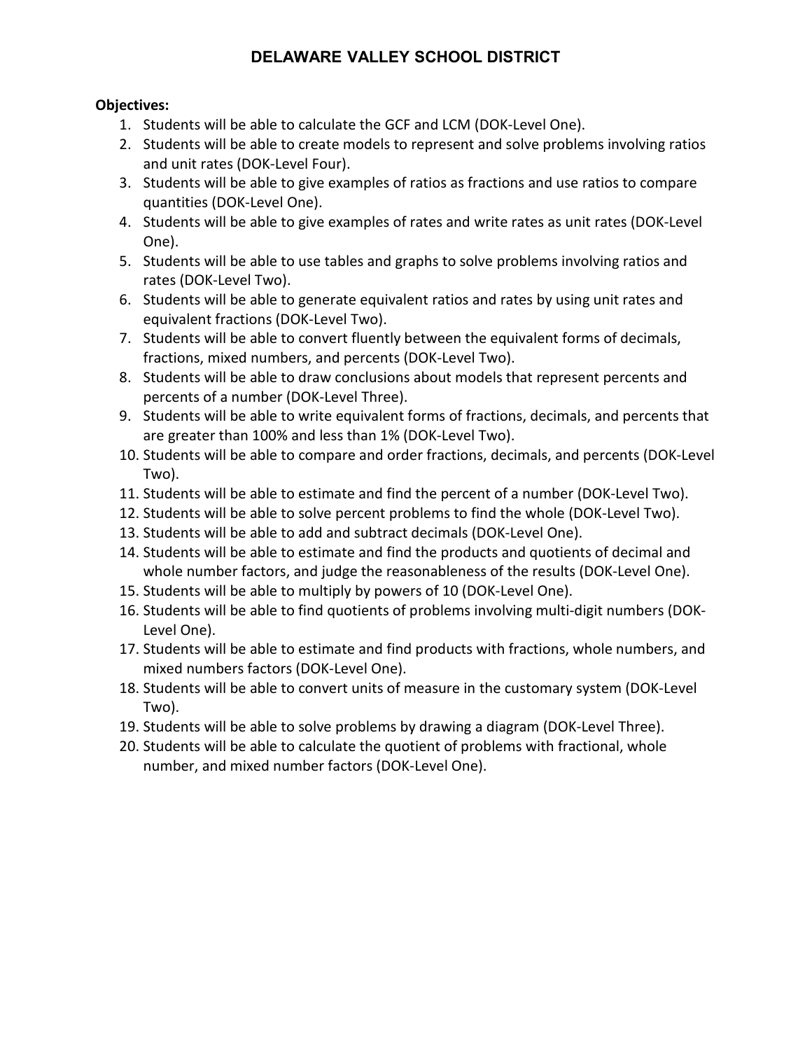# DELAWARE VALLEY SCHOOL DISTRICT

**Objectives:**

1. Students will be able to calculate the GCF and LCM (DOK-Level One).
2. Students will be able to create models to represent and solve problems involving ratios and unit rates (DOK-Level Four).
3. Students will be able to give examples of ratios as fractions and use ratios to compare quantities (DOK-Level One).
4. Students will be able to give examples of rates and write rates as unit rates (DOK-Level One).
5. Students will be able to use tables and graphs to solve problems involving ratios and rates (DOK-Level Two).
6. Students will be able to generate equivalent ratios and rates by using unit rates and equivalent fractions (DOK-Level Two).
7. Students will be able to convert fluently between the equivalent forms of decimals, fractions, mixed numbers, and percents (DOK-Level Two).
8. Students will be able to draw conclusions about models that represent percents and percents of a number (DOK-Level Three).
9. Students will be able to write equivalent forms of fractions, decimals, and percents that are greater than 100% and less than 1% (DOK-Level Two).
10. Students will be able to compare and order fractions, decimals, and percents (DOK-Level Two).
11. Students will be able to estimate and find the percent of a number (DOK-Level Two).
12. Students will be able to solve percent problems to find the whole (DOK-Level Two).
13. Students will be able to add and subtract decimals (DOK-Level One).
14. Students will be able to estimate and find the products and quotients of decimal and whole number factors, and judge the reasonableness of the results (DOK-Level One).
15. Students will be able to multiply by powers of 10 (DOK-Level One).
16. Students will be able to find quotients of problems involving multi-digit numbers (DOK-Level One).
17. Students will be able to estimate and find products with fractions, whole numbers, and mixed numbers factors (DOK-Level One).
18. Students will be able to convert units of measure in the customary system (DOK-Level Two).
19. Students will be able to solve problems by drawing a diagram (DOK-Level Three).
20. Students will be able to calculate the quotient of problems with fractional, whole number, and mixed number factors (DOK-Level One).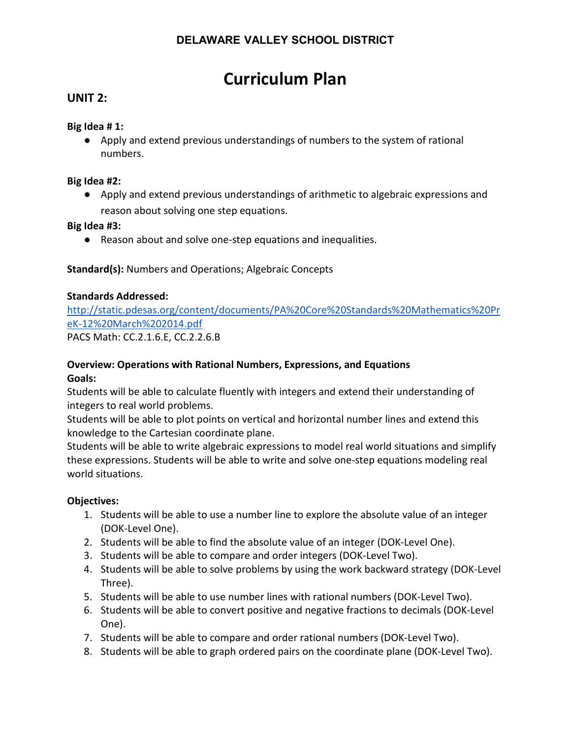**DELAWARE VALLEY SCHOOL DISTRICT**

# Curriculum Plan

## UNIT 2:

**Big Idea # 1:**

- Apply and extend previous understandings of numbers to the system of rational numbers.

**Big Idea #2:**

- Apply and extend previous understandings of arithmetic to algebraic expressions and reason about solving one step equations.

**Big Idea #3:**

- Reason about and solve one-step equations and inequalities.

**Standard(s):** Numbers and Operations; Algebraic Concepts

**Standards Addressed:**
[http://static.pdesas.org/content/documents/PA%20Core%20Standards%20Mathematics%20PreK-12%20March%202014.pdf](http://static.pdesas.org/content/documents/PA%20Core%20Standards%20Mathematics%20PreK-12%20March%202014.pdf)
PACS Math: CC.2.1.6.E, CC.2.2.6.B

**Overview: Operations with Rational Numbers, Expressions, and Equations**
**Goals:**
Students will be able to calculate fluently with integers and extend their understanding of integers to real world problems.
Students will be able to plot points on vertical and horizontal number lines and extend this knowledge to the Cartesian coordinate plane.
Students will be able to write algebraic expressions to model real world situations and simplify these expressions. Students will be able to write and solve one-step equations modeling real world situations.

**Objectives:**

1. Students will be able to use a number line to explore the absolute value of an integer (DOK-Level One).
2. Students will be able to find the absolute value of an integer (DOK-Level One).
3. Students will be able to compare and order integers (DOK-Level Two).
4. Students will be able to solve problems by using the work backward strategy (DOK-Level Three).
5. Students will be able to use number lines with rational numbers (DOK-Level Two).
6. Students will be able to convert positive and negative fractions to decimals (DOK-Level One).
7. Students will be able to compare and order rational numbers (DOK-Level Two).
8. Students will be able to graph ordered pairs on the coordinate plane (DOK-Level Two).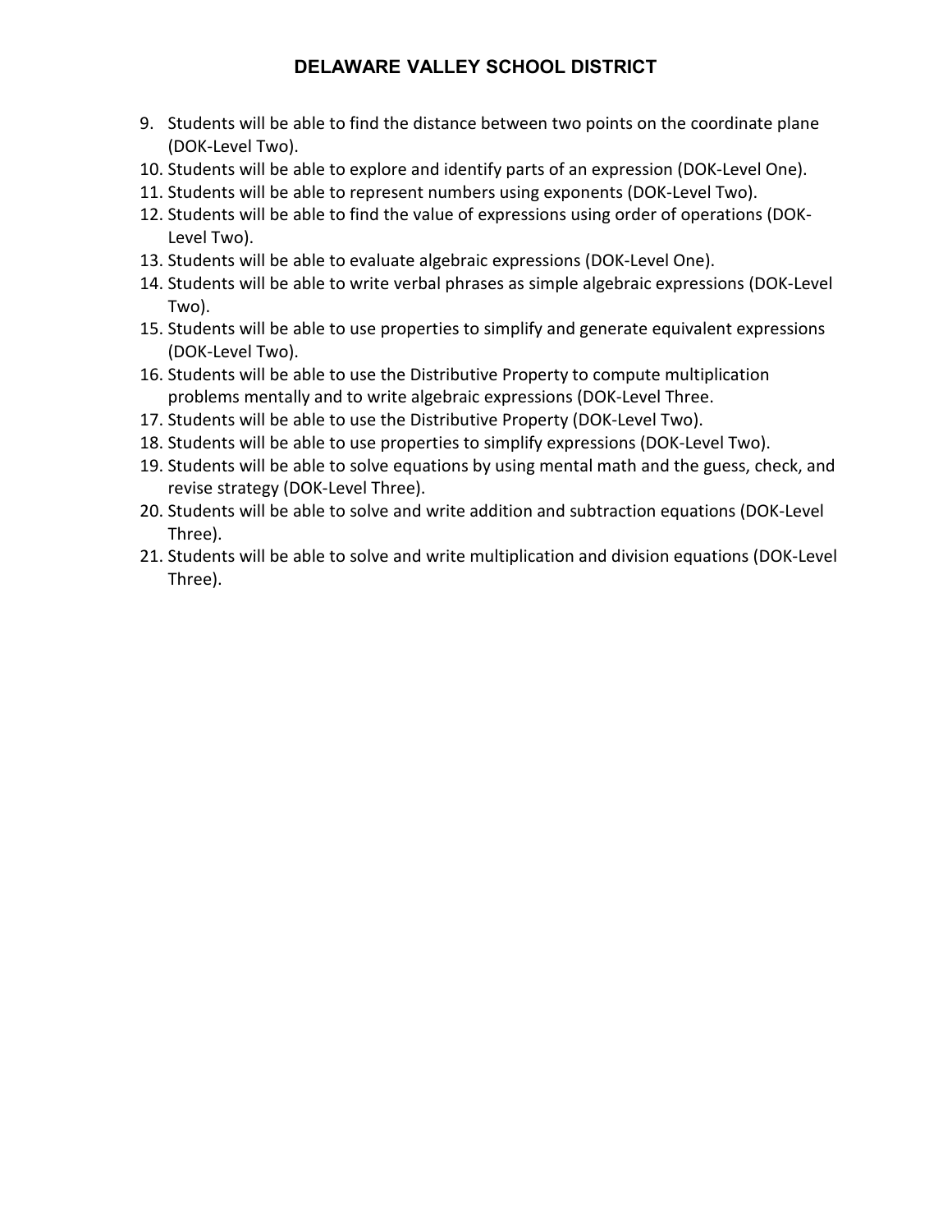9. Students will be able to find the distance between two points on the coordinate plane (DOK-Level Two).
10. Students will be able to explore and identify parts of an expression (DOK-Level One).
11. Students will be able to represent numbers using exponents (DOK-Level Two).
12. Students will be able to find the value of expressions using order of operations (DOK-Level Two).
13. Students will be able to evaluate algebraic expressions (DOK-Level One).
14. Students will be able to write verbal phrases as simple algebraic expressions (DOK-Level Two).
15. Students will be able to use properties to simplify and generate equivalent expressions (DOK-Level Two).
16. Students will be able to use the Distributive Property to compute multiplication problems mentally and to write algebraic expressions (DOK-Level Three.
17. Students will be able to use the Distributive Property (DOK-Level Two).
18. Students will be able to use properties to simplify expressions (DOK-Level Two).
19. Students will be able to solve equations by using mental math and the guess, check, and revise strategy (DOK-Level Three).
20. Students will be able to solve and write addition and subtraction equations (DOK-Level Three).
21. Students will be able to solve and write multiplication and division equations (DOK-Level Three).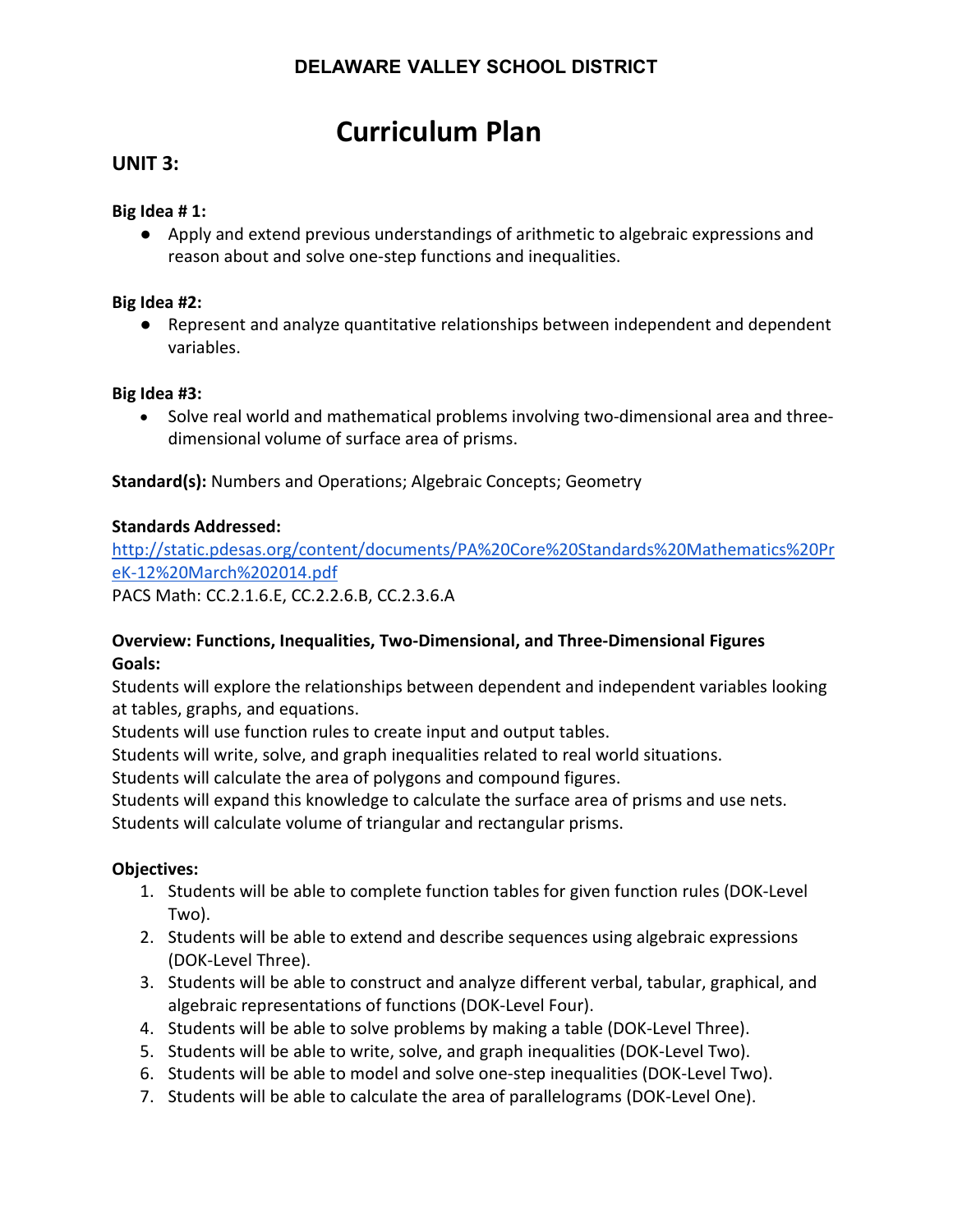## DELAWARE VALLEY SCHOOL DISTRICT

# Curriculum Plan

## UNIT 3:

**Big Idea # 1:**

- Apply and extend previous understandings of arithmetic to algebraic expressions and reason about and solve one-step functions and inequalities.

**Big Idea #2:**

- Represent and analyze quantitative relationships between independent and dependent variables.

**Big Idea #3:**

- Solve real world and mathematical problems involving two-dimensional area and three-dimensional volume of surface area of prisms.

**Standard(s):** Numbers and Operations; Algebraic Concepts; Geometry

**Standards Addressed:**
http://static.pdesas.org/content/documents/PA%20Core%20Standards%20Mathematics%20PreK-12%20March%202014.pdf
PACS Math: CC.2.1.6.E, CC.2.2.6.B, CC.2.3.6.A

**Overview: Functions, Inequalities, Two-Dimensional, and Three-Dimensional Figures**
**Goals:**
Students will explore the relationships between dependent and independent variables looking at tables, graphs, and equations.
Students will use function rules to create input and output tables.
Students will write, solve, and graph inequalities related to real world situations.
Students will calculate the area of polygons and compound figures.
Students will expand this knowledge to calculate the surface area of prisms and use nets.
Students will calculate volume of triangular and rectangular prisms.

**Objectives:**

1. Students will be able to complete function tables for given function rules (DOK-Level Two).
2. Students will be able to extend and describe sequences using algebraic expressions (DOK-Level Three).
3. Students will be able to construct and analyze different verbal, tabular, graphical, and algebraic representations of functions (DOK-Level Four).
4. Students will be able to solve problems by making a table (DOK-Level Three).
5. Students will be able to write, solve, and graph inequalities (DOK-Level Two).
6. Students will be able to model and solve one-step inequalities (DOK-Level Two).
7. Students will be able to calculate the area of parallelograms (DOK-Level One).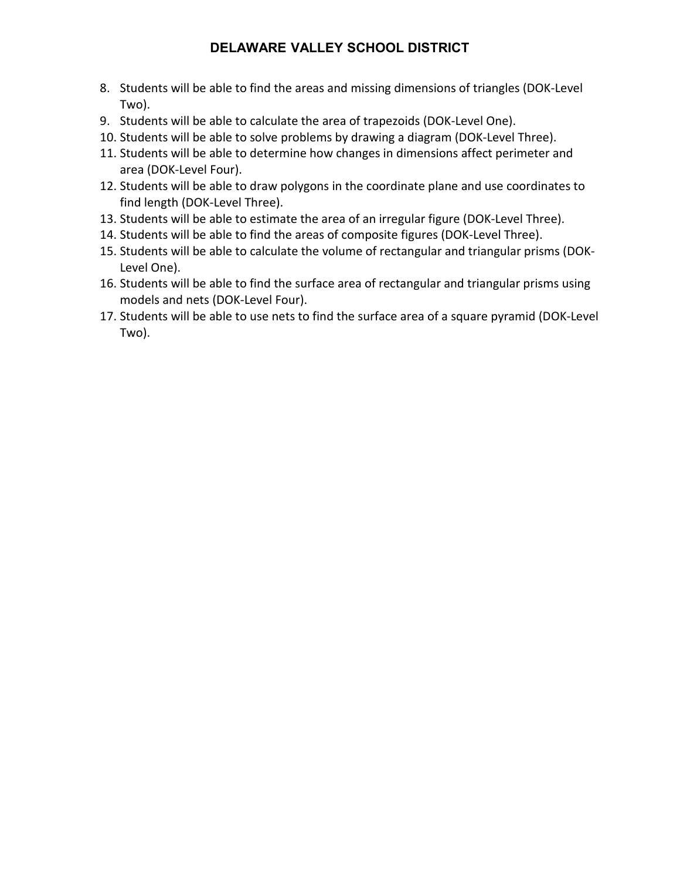8. Students will be able to find the areas and missing dimensions of triangles (DOK-Level Two).
9. Students will be able to calculate the area of trapezoids (DOK-Level One).
10. Students will be able to solve problems by drawing a diagram (DOK-Level Three).
11. Students will be able to determine how changes in dimensions affect perimeter and area (DOK-Level Four).
12. Students will be able to draw polygons in the coordinate plane and use coordinates to find length (DOK-Level Three).
13. Students will be able to estimate the area of an irregular figure (DOK-Level Three).
14. Students will be able to find the areas of composite figures (DOK-Level Three).
15. Students will be able to calculate the volume of rectangular and triangular prisms (DOK-Level One).
16. Students will be able to find the surface area of rectangular and triangular prisms using models and nets (DOK-Level Four).
17. Students will be able to use nets to find the surface area of a square pyramid (DOK-Level Two).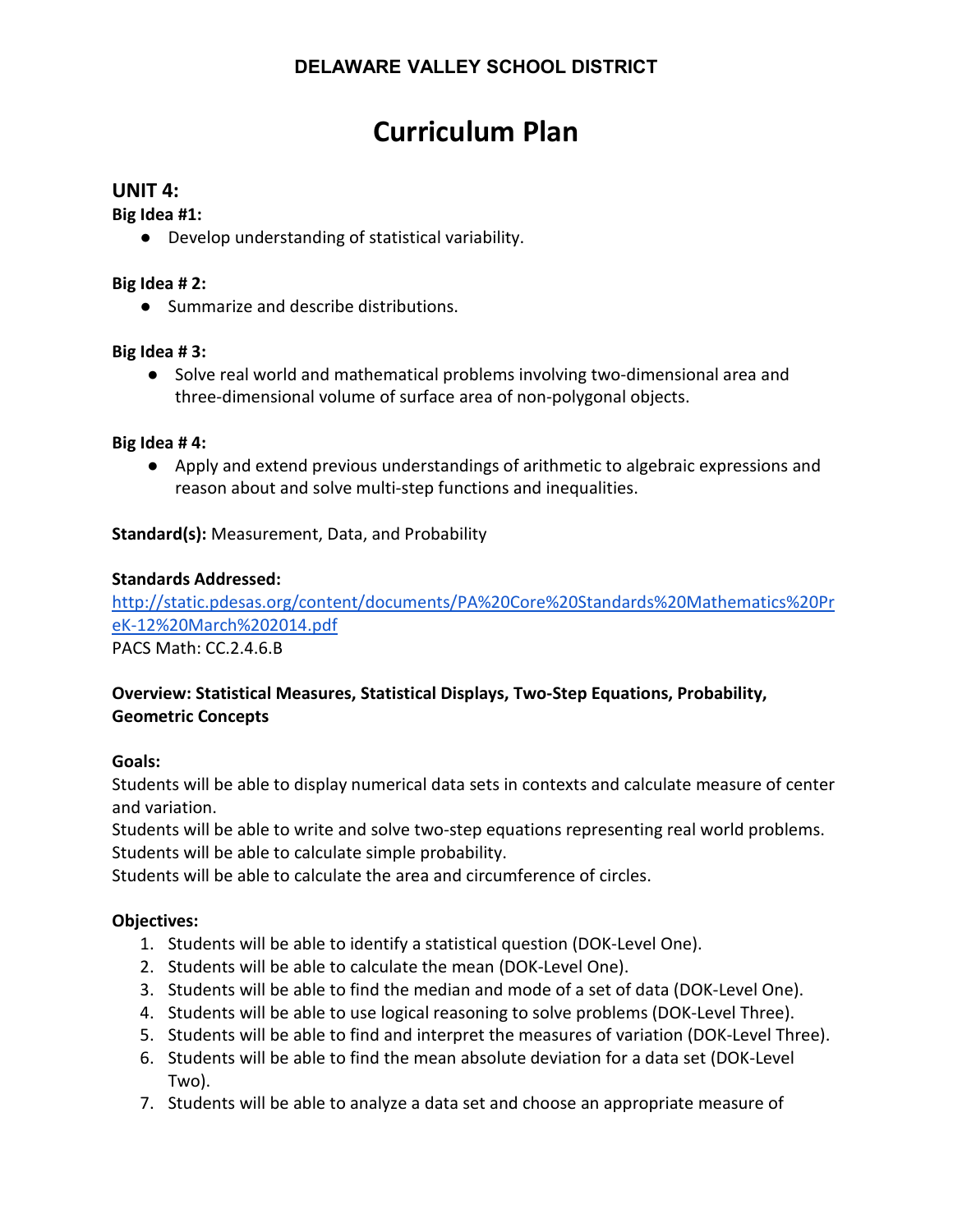**DELAWARE VALLEY SCHOOL DISTRICT**

# Curriculum Plan

## UNIT 4:

**Big Idea #1:**

- Develop understanding of statistical variability.

**Big Idea # 2:**

- Summarize and describe distributions.

**Big Idea # 3:**

- Solve real world and mathematical problems involving two-dimensional area and three-dimensional volume of surface area of non-polygonal objects.

**Big Idea # 4:**

- Apply and extend previous understandings of arithmetic to algebraic expressions and reason about and solve multi-step functions and inequalities.

**Standard(s):** Measurement, Data, and Probability

**Standards Addressed:**
http://static.pdesas.org/content/documents/PA%20Core%20Standards%20Mathematics%20PreK-12%20March%202014.pdf
PACS Math: CC.2.4.6.B

**Overview: Statistical Measures, Statistical Displays, Two-Step Equations, Probability, Geometric Concepts**

**Goals:**
Students will be able to display numerical data sets in contexts and calculate measure of center and variation.
Students will be able to write and solve two-step equations representing real world problems.
Students will be able to calculate simple probability.
Students will be able to calculate the area and circumference of circles.

**Objectives:**

1. Students will be able to identify a statistical question (DOK-Level One).
2. Students will be able to calculate the mean (DOK-Level One).
3. Students will be able to find the median and mode of a set of data (DOK-Level One).
4. Students will be able to use logical reasoning to solve problems (DOK-Level Three).
5. Students will be able to find and interpret the measures of variation (DOK-Level Three).
6. Students will be able to find the mean absolute deviation for a data set (DOK-Level Two).
7. Students will be able to analyze a data set and choose an appropriate measure of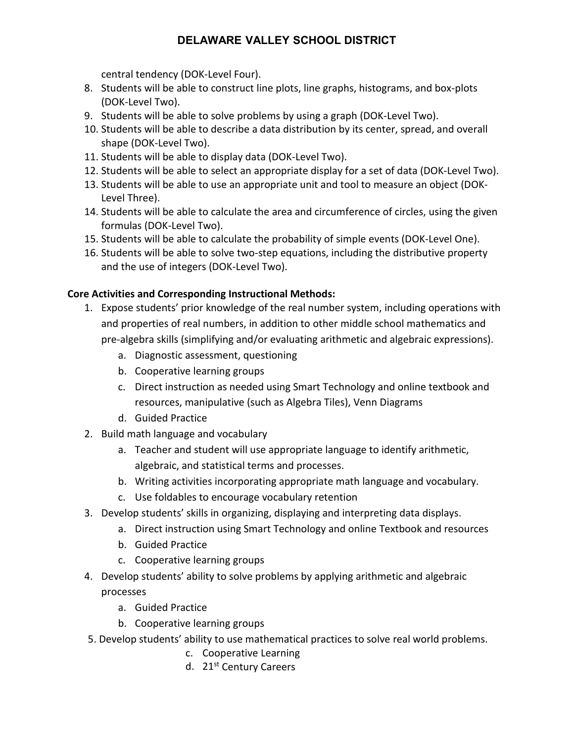central tendency (DOK-Level Four).

8. Students will be able to construct line plots, line graphs, histograms, and box-plots (DOK-Level Two).
9. Students will be able to solve problems by using a graph (DOK-Level Two).
10. Students will be able to describe a data distribution by its center, spread, and overall shape (DOK-Level Two).
11. Students will be able to display data (DOK-Level Two).
12. Students will be able to select an appropriate display for a set of data (DOK-Level Two).
13. Students will be able to use an appropriate unit and tool to measure an object (DOK-Level Three).
14. Students will be able to calculate the area and circumference of circles, using the given formulas (DOK-Level Two).
15. Students will be able to calculate the probability of simple events (DOK-Level One).
16. Students will be able to solve two-step equations, including the distributive property and the use of integers (DOK-Level Two).

**Core Activities and Corresponding Instructional Methods:**

1. Expose students' prior knowledge of the real number system, including operations with and properties of real numbers, in addition to other middle school mathematics and pre-algebra skills (simplifying and/or evaluating arithmetic and algebraic expressions).
   a. Diagnostic assessment, questioning
   b. Cooperative learning groups
   c. Direct instruction as needed using Smart Technology and online textbook and resources, manipulative (such as Algebra Tiles), Venn Diagrams
   d. Guided Practice
2. Build math language and vocabulary
   a. Teacher and student will use appropriate language to identify arithmetic, algebraic, and statistical terms and processes.
   b. Writing activities incorporating appropriate math language and vocabulary.
   c. Use foldables to encourage vocabulary retention
3. Develop students' skills in organizing, displaying and interpreting data displays.
   a. Direct instruction using Smart Technology and online Textbook and resources
   b. Guided Practice
   c. Cooperative learning groups
4. Develop students' ability to solve problems by applying arithmetic and algebraic processes
   a. Guided Practice
   b. Cooperative learning groups
5. Develop students' ability to use mathematical practices to solve real world problems.
   c. Cooperative Learning
   d. 21st Century Careers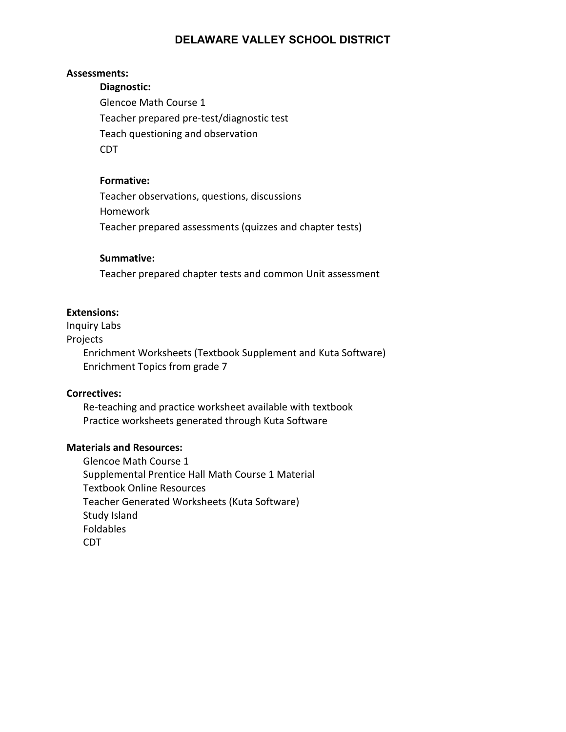# DELAWARE VALLEY SCHOOL DISTRICT

**Assessments:**

**Diagnostic:**

Glencoe Math Course 1
Teacher prepared pre-test/diagnostic test
Teach questioning and observation
CDT

**Formative:**

Teacher observations, questions, discussions
Homework
Teacher prepared assessments (quizzes and chapter tests)

**Summative:**

Teacher prepared chapter tests and common Unit assessment

**Extensions:**

Inquiry Labs
Projects
Enrichment Worksheets (Textbook Supplement and Kuta Software)
Enrichment Topics from grade 7

**Correctives:**

Re-teaching and practice worksheet available with textbook
Practice worksheets generated through Kuta Software

**Materials and Resources:**

Glencoe Math Course 1
Supplemental Prentice Hall Math Course 1 Material
Textbook Online Resources
Teacher Generated Worksheets (Kuta Software)
Study Island
Foldables
CDT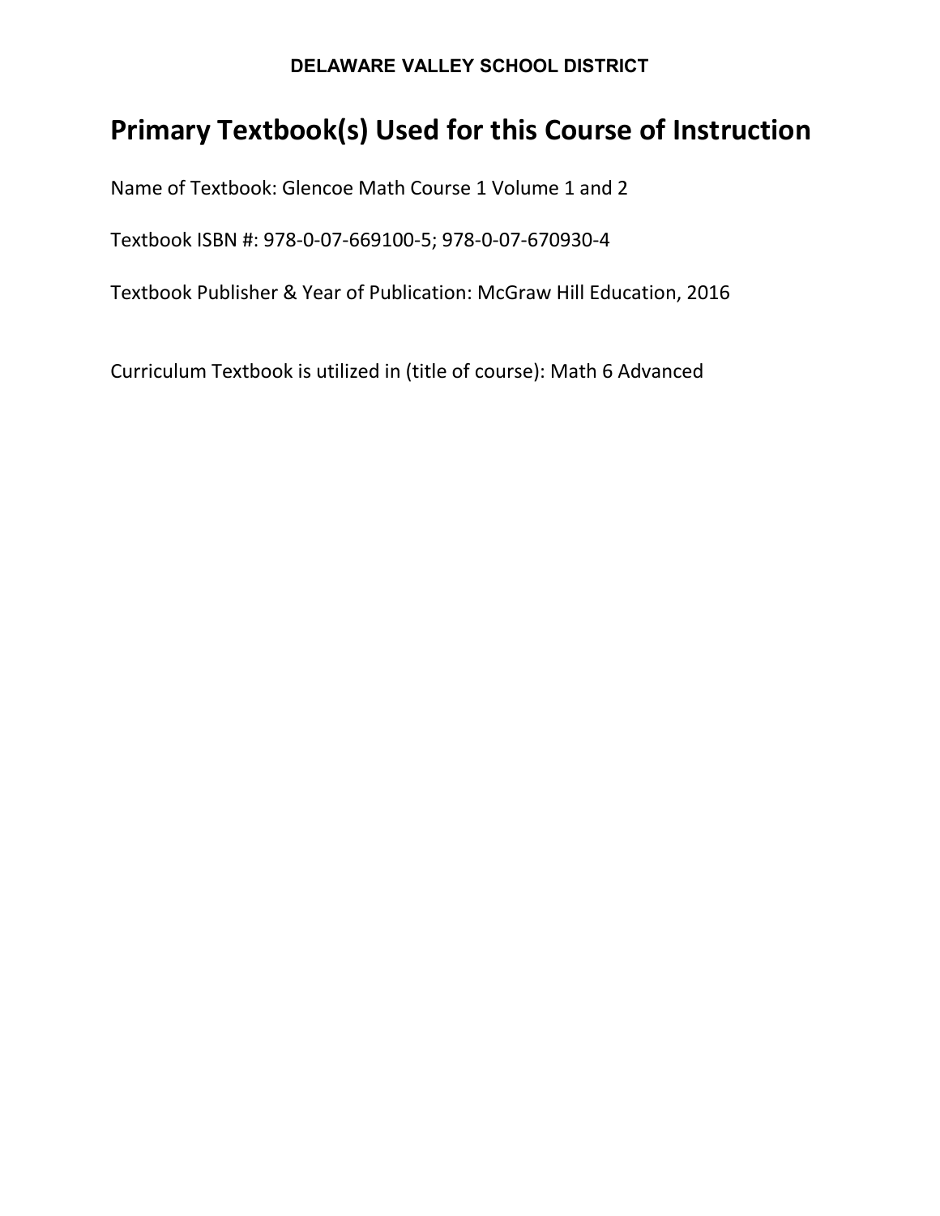DELAWARE VALLEY SCHOOL DISTRICT

# Primary Textbook(s) Used for this Course of Instruction

Name of Textbook: Glencoe Math Course 1 Volume 1 and 2

Textbook ISBN #: 978-0-07-669100-5; 978-0-07-670930-4

Textbook Publisher & Year of Publication: McGraw Hill Education, 2016

Curriculum Textbook is utilized in (title of course): Math 6 Advanced